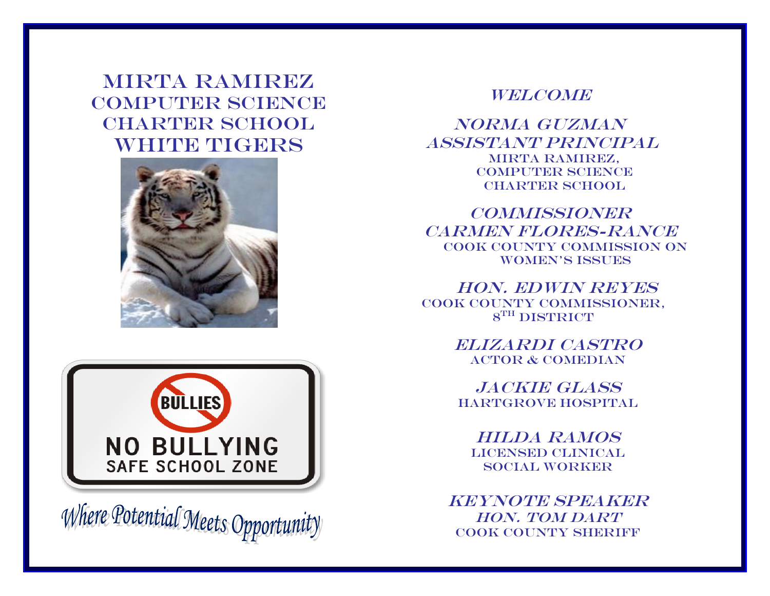# Mirta Ramirez Computer Science Charter School White Tigers

NO BULLYING
SAFE SCHOOL ZONE

*Where Potential Meets Opportunity*

## *Welcome*

*Norma Guzman*
*Assistant Principal*
Mirta Ramirez,
Computer Science
Charter School

*Commissioner*
*Carmen Flores-Rance*
Cook County Commission on
Women's Issues

*Hon. Edwin Reyes*
Cook County Commissioner,
8th District

*Elizardi Castro*
Actor & Comedian

*Jackie Glass*
Hartgrove Hospital

*Hilda Ramos*
Licensed Clinical
Social Worker

*Keynote Speaker*
*Hon. Tom Dart*
Cook County Sheriff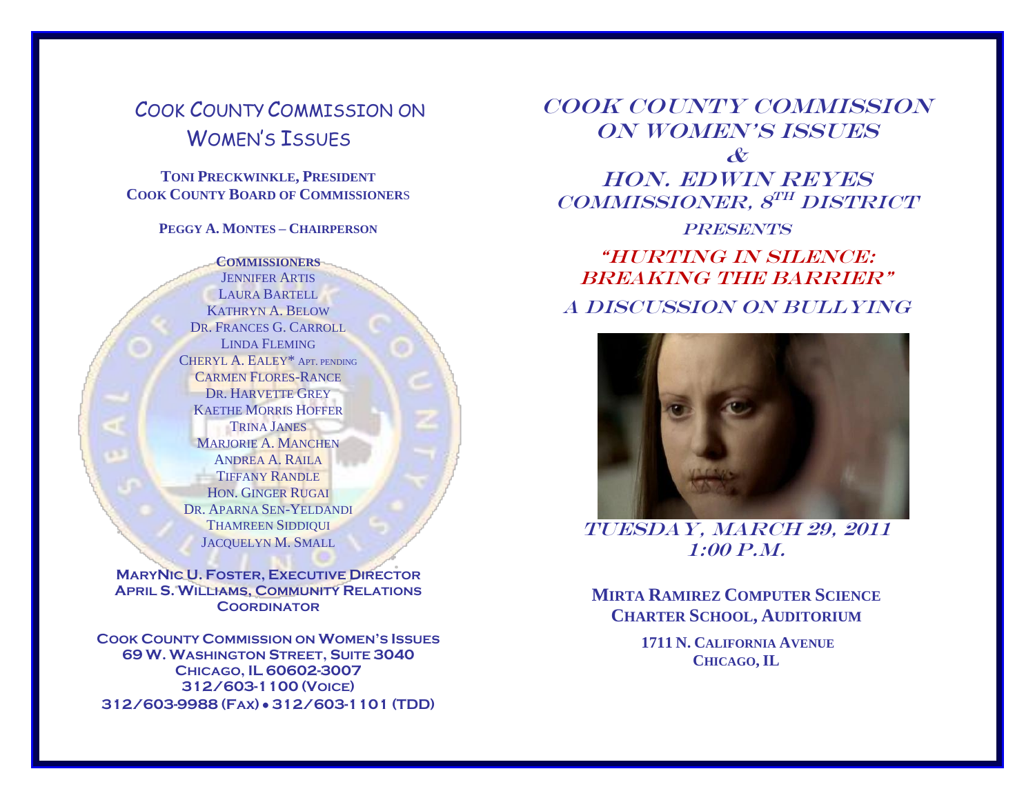## COOK COUNTY COMMISSION ON WOMEN'S ISSUES

**TONI PRECKWINKLE, PRESIDENT**
**COOK COUNTY BOARD OF COMMISSIONERS**

**PEGGY A. MONTES – CHAIRPERSON**

**COMMISSIONERS**

JENNIFER ARTIS
LAURA BARTELL
KATHRYN A. BELOW
DR. FRANCES G. CARROLL
LINDA FLEMING
CHERYL A. EALEY* APT. PENDING
CARMEN FLORES-RANCE
DR. HARVETTE GREY
KAETHE MORRIS HOFFER
TRINA JANES
MARJORIE A. MANCHEN
ANDREA A. RAILA
TIFFANY RANDLE
HON. GINGER RUGAI
DR. APARNA SEN-YELDANDI
THAMREEN SIDDIQUI
JACQUELYN M. SMALL

**MARYNIC U. FOSTER, EXECUTIVE DIRECTOR**
**APRIL S. WILLIAMS, COMMUNITY RELATIONS COORDINATOR**

**COOK COUNTY COMMISSION ON WOMEN'S ISSUES**
**69 W. WASHINGTON STREET, SUITE 3040**
**CHICAGO, IL 60602-3007**
**312/603-1100 (VOICE)**
**312/603-9988 (FAX) • 312/603-1101 (TDD)**

# COOK COUNTY COMMISSION ON WOMEN'S ISSUES & HON. EDWIN REYES COMMISSIONER, 8TH DISTRICT

*PRESENTS*

## "HURTING IN SILENCE: BREAKING THE BARRIER"

## A DISCUSSION ON BULLYING

*TUESDAY, MARCH 29, 2011*
*1:00 P.M.*

**MIRTA RAMIREZ COMPUTER SCIENCE CHARTER SCHOOL, AUDITORIUM**

**1711 N. CALIFORNIA AVENUE**
**CHICAGO, IL**